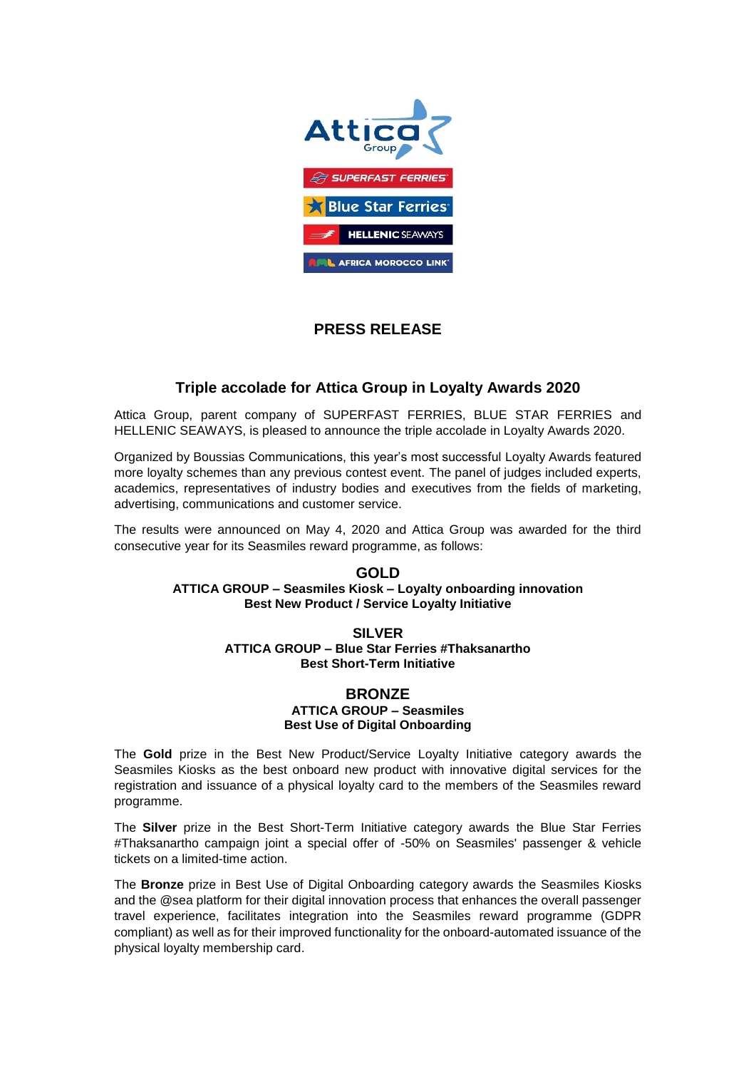## PRESS RELEASE

### Triple accolade for Attica Group in Loyalty Awards 2020

Attica Group, parent company of SUPERFAST FERRIES, BLUE STAR FERRIES and HELLENIC SEAWAYS, is pleased to announce the triple accolade in Loyalty Awards 2020.

Organized by Boussias Communications, this year's most successful Loyalty Awards featured more loyalty schemes than any previous contest event. The panel of judges included experts, academics, representatives of industry bodies and executives from the fields of marketing, advertising, communications and customer service.

The results were announced on May 4, 2020 and Attica Group was awarded for the third consecutive year for its Seasmiles reward programme, as follows:

**GOLD**
**ATTICA GROUP – Seasmiles Kiosk – Loyalty onboarding innovation**
**Best New Product / Service Loyalty Initiative**

**SILVER**
**ATTICA GROUP – Blue Star Ferries #Thaksanartho**
**Best Short-Term Initiative**

**BRONZE**
**ATTICA GROUP – Seasmiles**
**Best Use of Digital Onboarding**

The **Gold** prize in the Best New Product/Service Loyalty Initiative category awards the Seasmiles Kiosks as the best onboard new product with innovative digital services for the registration and issuance of a physical loyalty card to the members of the Seasmiles reward programme.

The **Silver** prize in the Best Short-Term Initiative category awards the Blue Star Ferries #Thaksanartho campaign joint a special offer of -50% on Seasmiles' passenger & vehicle tickets on a limited-time action.

The **Bronze** prize in Best Use of Digital Onboarding category awards the Seasmiles Kiosks and the @sea platform for their digital innovation process that enhances the overall passenger travel experience, facilitates integration into the Seasmiles reward programme (GDPR compliant) as well as for their improved functionality for the onboard-automated issuance of the physical loyalty membership card.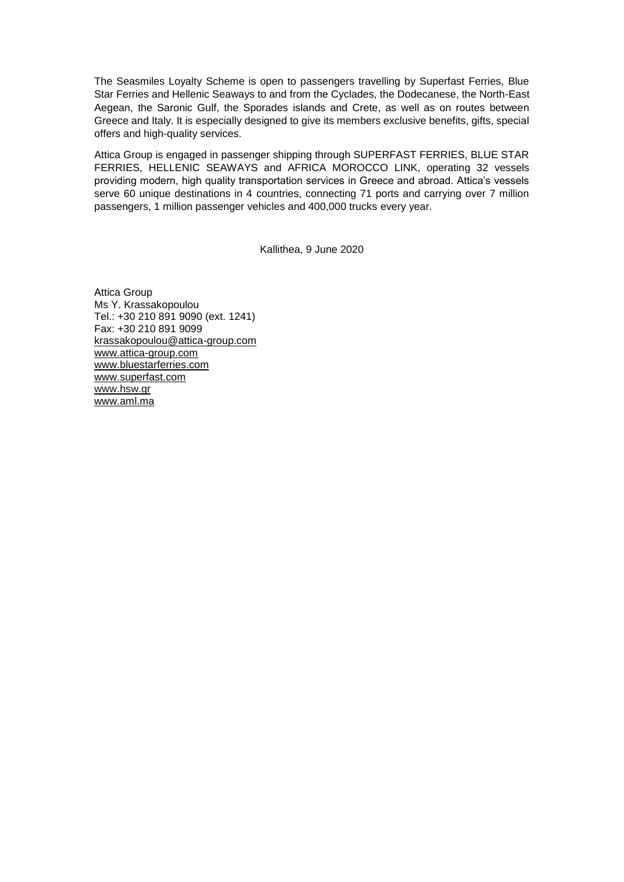The Seasmiles Loyalty Scheme is open to passengers travelling by Superfast Ferries, Blue Star Ferries and Hellenic Seaways to and from the Cyclades, the Dodecanese, the North-East Aegean, the Saronic Gulf, the Sporades islands and Crete, as well as on routes between Greece and Italy. It is especially designed to give its members exclusive benefits, gifts, special offers and high-quality services.

Attica Group is engaged in passenger shipping through SUPERFAST FERRIES, BLUE STAR FERRIES, HELLENIC SEAWAYS and AFRICA MOROCCO LINK, operating 32 vessels providing modern, high quality transportation services in Greece and abroad. Attica's vessels serve 60 unique destinations in 4 countries, connecting 71 ports and carrying over 7 million passengers, 1 million passenger vehicles and 400,000 trucks every year.

Kallithea, 9 June 2020

Attica Group  
Ms Y. Krassakopoulou  
Tel.: +30 210 891 9090 (ext. 1241)  
Fax: +30 210 891 9099  
krassakopoulou@attica-group.com  
www.attica-group.com  
www.bluestarferries.com  
www.superfast.com  
www.hsw.gr  
www.aml.ma